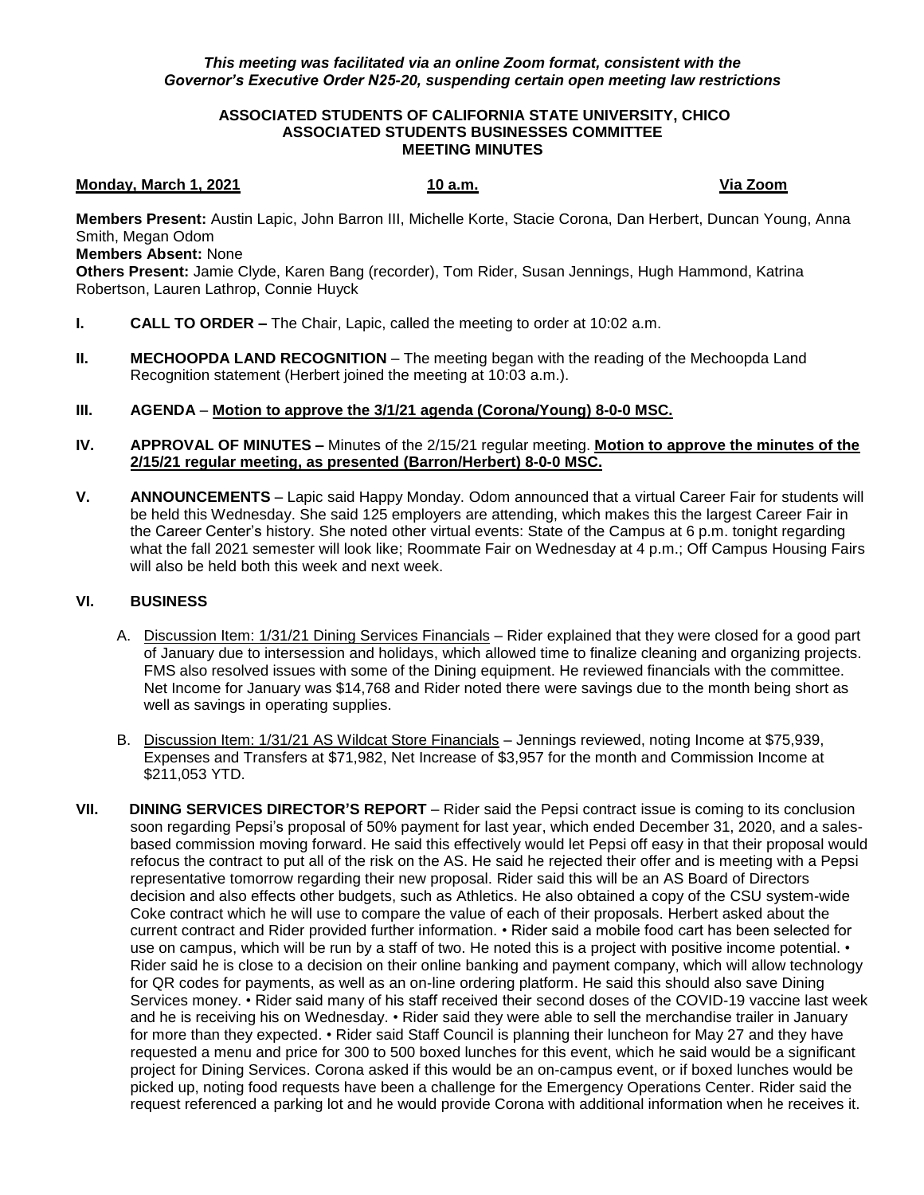*This meeting was facilitated via an online Zoom format, consistent with the Governor's Executive Order N25-20, suspending certain open meeting law restrictions*

**ASSOCIATED STUDENTS OF CALIFORNIA STATE UNIVERSITY, CHICO**
**ASSOCIATED STUDENTS BUSINESSES COMMITTEE**
**MEETING MINUTES**

**Monday, March 1, 2021** **10 a.m.** **Via Zoom**

**Members Present:** Austin Lapic, John Barron III, Michelle Korte, Stacie Corona, Dan Herbert, Duncan Young, Anna Smith, Megan Odom
**Members Absent:** None
**Others Present:** Jamie Clyde, Karen Bang (recorder), Tom Rider, Susan Jennings, Hugh Hammond, Katrina Robertson, Lauren Lathrop, Connie Huyck

**I. CALL TO ORDER –** The Chair, Lapic, called the meeting to order at 10:02 a.m.

**II. MECHOOPDA LAND RECOGNITION** – The meeting began with the reading of the Mechoopda Land Recognition statement (Herbert joined the meeting at 10:03 a.m.).

**III. AGENDA** – **Motion to approve the 3/1/21 agenda (Corona/Young) 8-0-0 MSC.**

**IV. APPROVAL OF MINUTES –** Minutes of the 2/15/21 regular meeting. **Motion to approve the minutes of the 2/15/21 regular meeting, as presented (Barron/Herbert) 8-0-0 MSC.**

**V. ANNOUNCEMENTS** – Lapic said Happy Monday. Odom announced that a virtual Career Fair for students will be held this Wednesday. She said 125 employers are attending, which makes this the largest Career Fair in the Career Center's history. She noted other virtual events: State of the Campus at 6 p.m. tonight regarding what the fall 2021 semester will look like; Roommate Fair on Wednesday at 4 p.m.; Off Campus Housing Fairs will also be held both this week and next week.

**VI. BUSINESS**

A. Discussion Item: 1/31/21 Dining Services Financials – Rider explained that they were closed for a good part of January due to intersession and holidays, which allowed time to finalize cleaning and organizing projects. FMS also resolved issues with some of the Dining equipment. He reviewed financials with the committee. Net Income for January was $14,768 and Rider noted there were savings due to the month being short as well as savings in operating supplies.

B. Discussion Item: 1/31/21 AS Wildcat Store Financials – Jennings reviewed, noting Income at $75,939, Expenses and Transfers at $71,982, Net Increase of $3,957 for the month and Commission Income at $211,053 YTD.

**VII. DINING SERVICES DIRECTOR'S REPORT** – Rider said the Pepsi contract issue is coming to its conclusion soon regarding Pepsi's proposal of 50% payment for last year, which ended December 31, 2020, and a sales-based commission moving forward. He said this effectively would let Pepsi off easy in that their proposal would refocus the contract to put all of the risk on the AS. He said he rejected their offer and is meeting with a Pepsi representative tomorrow regarding their new proposal. Rider said this will be an AS Board of Directors decision and also effects other budgets, such as Athletics. He also obtained a copy of the CSU system-wide Coke contract which he will use to compare the value of each of their proposals. Herbert asked about the current contract and Rider provided further information. • Rider said a mobile food cart has been selected for use on campus, which will be run by a staff of two. He noted this is a project with positive income potential. • Rider said he is close to a decision on their online banking and payment company, which will allow technology for QR codes for payments, as well as an on-line ordering platform. He said this should also save Dining Services money. • Rider said many of his staff received their second doses of the COVID-19 vaccine last week and he is receiving his on Wednesday. • Rider said they were able to sell the merchandise trailer in January for more than they expected. • Rider said Staff Council is planning their luncheon for May 27 and they have requested a menu and price for 300 to 500 boxed lunches for this event, which he said would be a significant project for Dining Services. Corona asked if this would be an on-campus event, or if boxed lunches would be picked up, noting food requests have been a challenge for the Emergency Operations Center. Rider said the request referenced a parking lot and he would provide Corona with additional information when he receives it.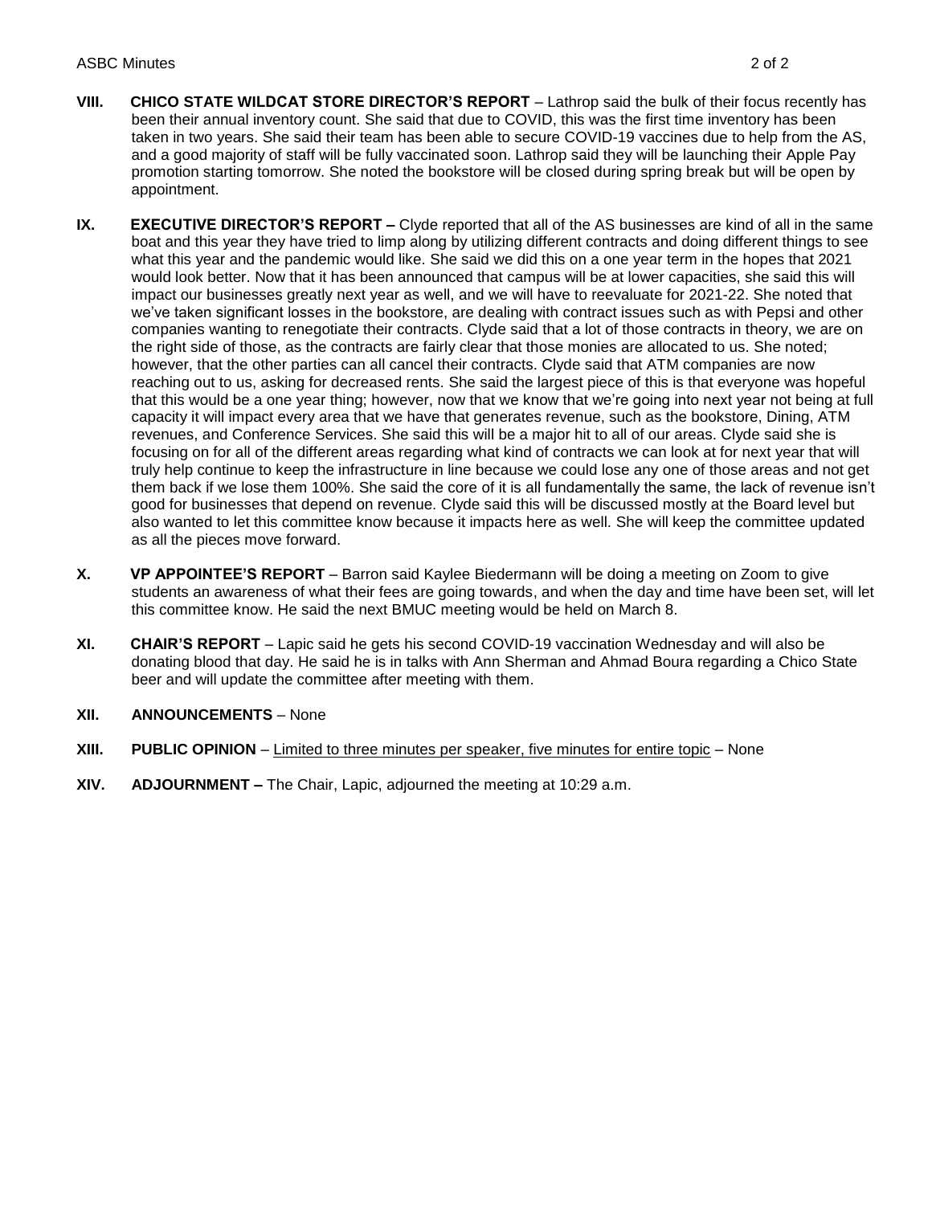**VIII. CHICO STATE WILDCAT STORE DIRECTOR'S REPORT** – Lathrop said the bulk of their focus recently has been their annual inventory count. She said that due to COVID, this was the first time inventory has been taken in two years. She said their team has been able to secure COVID-19 vaccines due to help from the AS, and a good majority of staff will be fully vaccinated soon. Lathrop said they will be launching their Apple Pay promotion starting tomorrow. She noted the bookstore will be closed during spring break but will be open by appointment.

**IX. EXECUTIVE DIRECTOR'S REPORT –** Clyde reported that all of the AS businesses are kind of all in the same boat and this year they have tried to limp along by utilizing different contracts and doing different things to see what this year and the pandemic would like. She said we did this on a one year term in the hopes that 2021 would look better. Now that it has been announced that campus will be at lower capacities, she said this will impact our businesses greatly next year as well, and we will have to reevaluate for 2021-22. She noted that we've taken significant losses in the bookstore, are dealing with contract issues such as with Pepsi and other companies wanting to renegotiate their contracts. Clyde said that a lot of those contracts in theory, we are on the right side of those, as the contracts are fairly clear that those monies are allocated to us. She noted; however, that the other parties can all cancel their contracts. Clyde said that ATM companies are now reaching out to us, asking for decreased rents. She said the largest piece of this is that everyone was hopeful that this would be a one year thing; however, now that we know that we're going into next year not being at full capacity it will impact every area that we have that generates revenue, such as the bookstore, Dining, ATM revenues, and Conference Services. She said this will be a major hit to all of our areas. Clyde said she is focusing on for all of the different areas regarding what kind of contracts we can look at for next year that will truly help continue to keep the infrastructure in line because we could lose any one of those areas and not get them back if we lose them 100%. She said the core of it is all fundamentally the same, the lack of revenue isn't good for businesses that depend on revenue. Clyde said this will be discussed mostly at the Board level but also wanted to let this committee know because it impacts here as well. She will keep the committee updated as all the pieces move forward.

**X. VP APPOINTEE'S REPORT** – Barron said Kaylee Biedermann will be doing a meeting on Zoom to give students an awareness of what their fees are going towards, and when the day and time have been set, will let this committee know. He said the next BMUC meeting would be held on March 8.

**XI. CHAIR'S REPORT** – Lapic said he gets his second COVID-19 vaccination Wednesday and will also be donating blood that day. He said he is in talks with Ann Sherman and Ahmad Boura regarding a Chico State beer and will update the committee after meeting with them.

**XII. ANNOUNCEMENTS** – None

**XIII. PUBLIC OPINION** – Limited to three minutes per speaker, five minutes for entire topic – None

**XIV. ADJOURNMENT –** The Chair, Lapic, adjourned the meeting at 10:29 a.m.